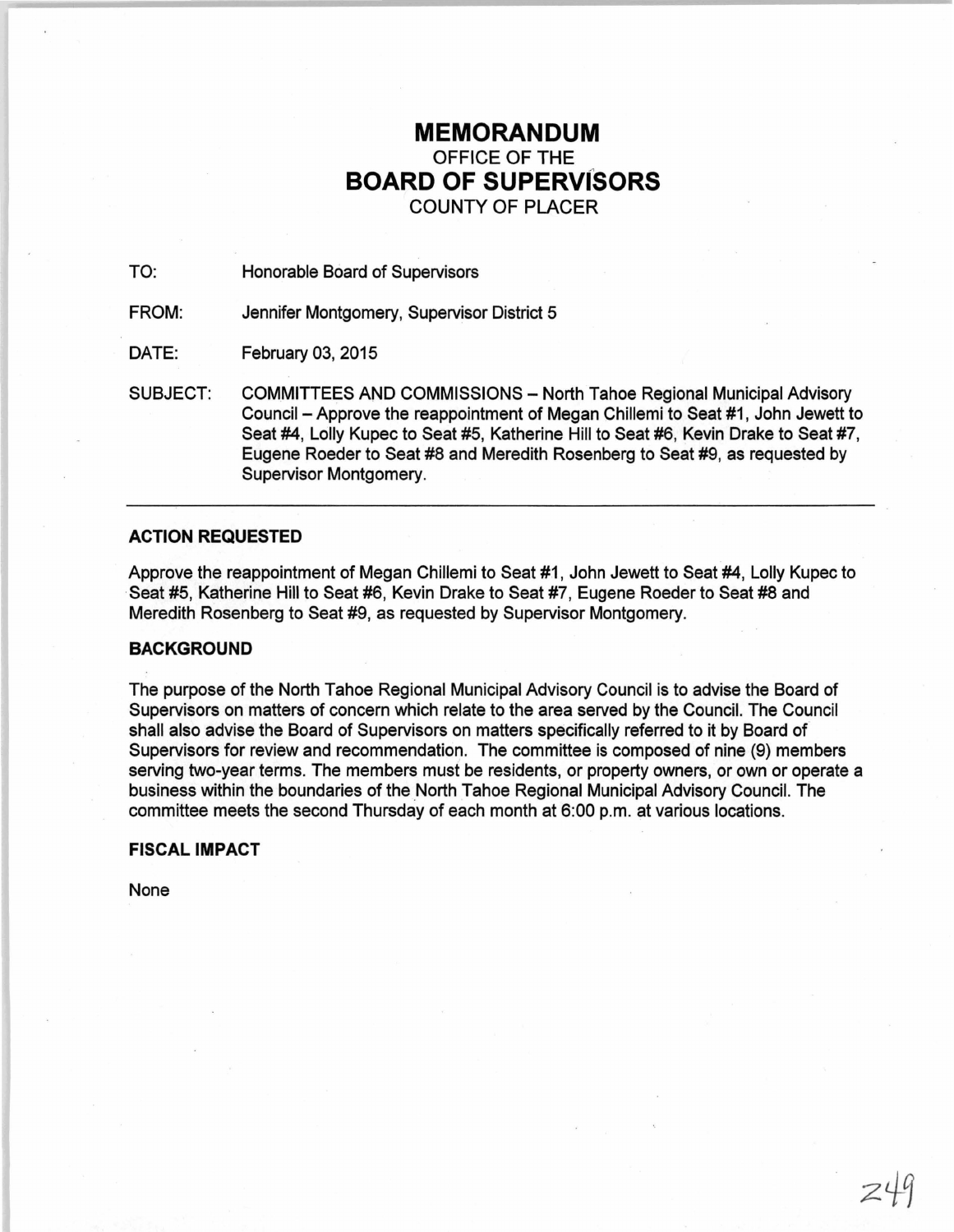# MEMORANDUM
OFFICE OF THE
# BOARD OF SUPERVISORS
COUNTY OF PLACER

TO: Honorable Board of Supervisors

FROM: Jennifer Montgomery, Supervisor District 5

DATE: February 03, 2015

SUBJECT: COMMITTEES AND COMMISSIONS – North Tahoe Regional Municipal Advisory Council – Approve the reappointment of Megan Chillemi to Seat #1, John Jewett to Seat #4, Lolly Kupec to Seat #5, Katherine Hill to Seat #6, Kevin Drake to Seat #7, Eugene Roeder to Seat #8 and Meredith Rosenberg to Seat #9, as requested by Supervisor Montgomery.

---

### ACTION REQUESTED

Approve the reappointment of Megan Chillemi to Seat #1, John Jewett to Seat #4, Lolly Kupec to Seat #5, Katherine Hill to Seat #6, Kevin Drake to Seat #7, Eugene Roeder to Seat #8 and Meredith Rosenberg to Seat #9, as requested by Supervisor Montgomery.

### BACKGROUND

The purpose of the North Tahoe Regional Municipal Advisory Council is to advise the Board of Supervisors on matters of concern which relate to the area served by the Council. The Council shall also advise the Board of Supervisors on matters specifically referred to it by Board of Supervisors for review and recommendation. The committee is composed of nine (9) members serving two-year terms. The members must be residents, or property owners, or own or operate a business within the boundaries of the North Tahoe Regional Municipal Advisory Council. The committee meets the second Thursday of each month at 6:00 p.m. at various locations.

### FISCAL IMPACT

None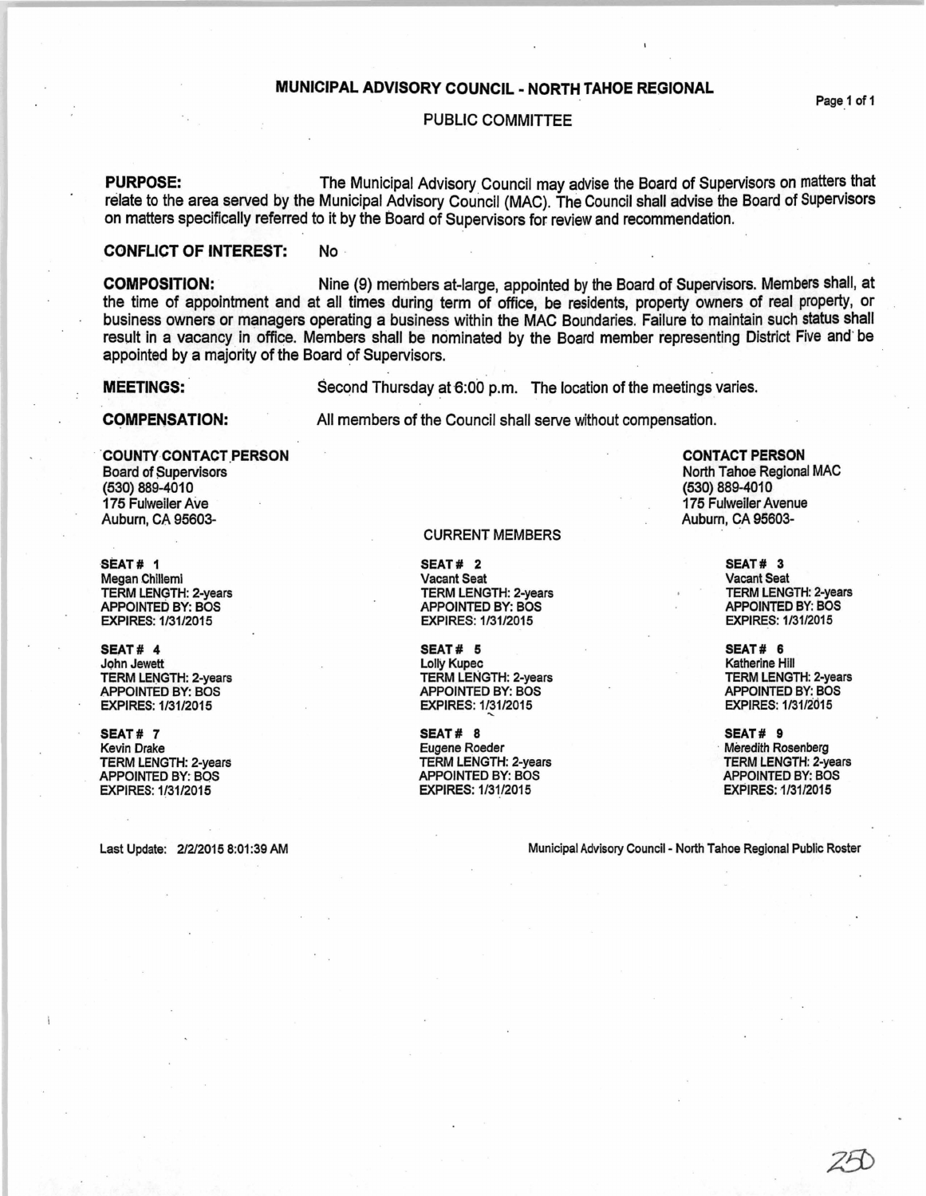# MUNICIPAL ADVISORY COUNCIL - NORTH TAHOE REGIONAL

## PUBLIC COMMITTEE

**PURPOSE:** The Municipal Advisory Council may advise the Board of Supervisors on matters that relate to the area served by the Municipal Advisory Council (MAC). The Council shall advise the Board of Supervisors on matters specifically referred to it by the Board of Supervisors for review and recommendation.

**CONFLICT OF INTEREST:** No

**COMPOSITION:** Nine (9) members at-large, appointed by the Board of Supervisors. Members shall, at the time of appointment and at all times during term of office, be residents, property owners of real property, or business owners or managers operating a business within the MAC Boundaries. Failure to maintain such status shall result in a vacancy in office. Members shall be nominated by the Board member representing District Five and be appointed by a majority of the Board of Supervisors.

**MEETINGS:** Second Thursday at 6:00 p.m. The location of the meetings varies.

**COMPENSATION:** All members of the Council shall serve without compensation.

**COUNTY CONTACT PERSON**
Board of Supervisors
(530) 889-4010
175 Fulweiler Ave
Auburn, CA 95603-

**CONTACT PERSON**
North Tahoe Regional MAC
(530) 889-4010
175 Fulweiler Avenue
Auburn, CA 95603-

### CURRENT MEMBERS

**SEAT # 1**
Megan Chillemi
TERM LENGTH: 2-years
APPOINTED BY: BOS
EXPIRES: 1/31/2015

**SEAT # 2**
Vacant Seat
TERM LENGTH: 2-years
APPOINTED BY: BOS
EXPIRES: 1/31/2015

**SEAT # 3**
Vacant Seat
TERM LENGTH: 2-years
APPOINTED BY: BOS
EXPIRES: 1/31/2015

**SEAT # 4**
John Jewett
TERM LENGTH: 2-years
APPOINTED BY: BOS
EXPIRES: 1/31/2015

**SEAT # 5**
Lolly Kupec
TERM LENGTH: 2-years
APPOINTED BY: BOS
EXPIRES: 1/31/2015

**SEAT # 6**
Katherine Hill
TERM LENGTH: 2-years
APPOINTED BY: BOS
EXPIRES: 1/31/2015

**SEAT # 7**
Kevin Drake
TERM LENGTH: 2-years
APPOINTED BY: BOS
EXPIRES: 1/31/2015

**SEAT # 8**
Eugene Roeder
TERM LENGTH: 2-years
APPOINTED BY: BOS
EXPIRES: 1/31/2015

**SEAT # 9**
Meredith Rosenberg
TERM LENGTH: 2-years
APPOINTED BY: BOS
EXPIRES: 1/31/2015

Last Update: 2/2/2015 8:01:39 AM

Municipal Advisory Council - North Tahoe Regional Public Roster